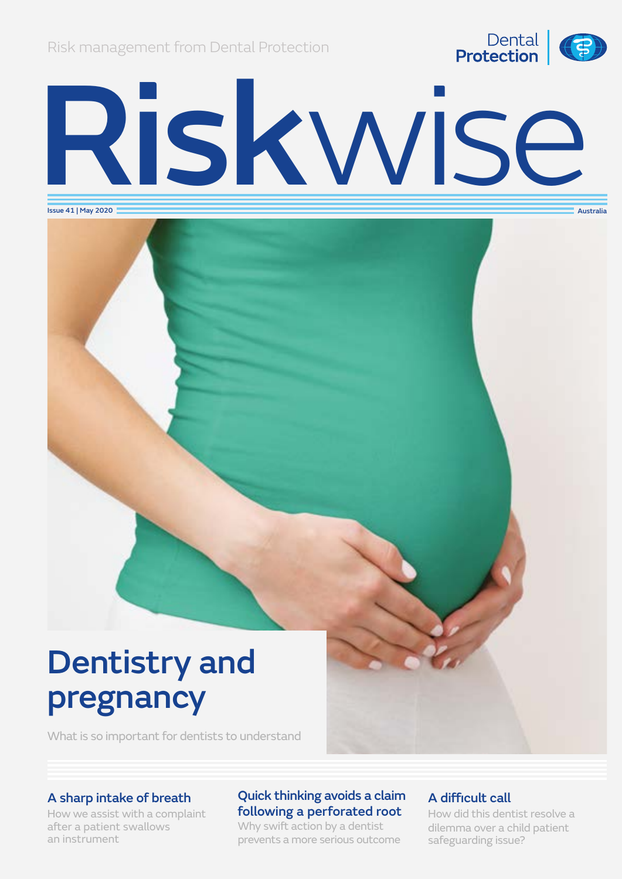Risk management from Dental Protection

Dental Protection

# Riskwise

Issue 41 | May 2020

Australia

## Dentistry and pregnancy

What is so important for dentists to understand

### A sharp intake of breath

How we assist with a complaint after a patient swallows an instrument

### Quick thinking avoids a claim following a perforated root

Why swift action by a dentist prevents a more serious outcome

### A difficult call

How did this dentist resolve a dilemma over a child patient safeguarding issue?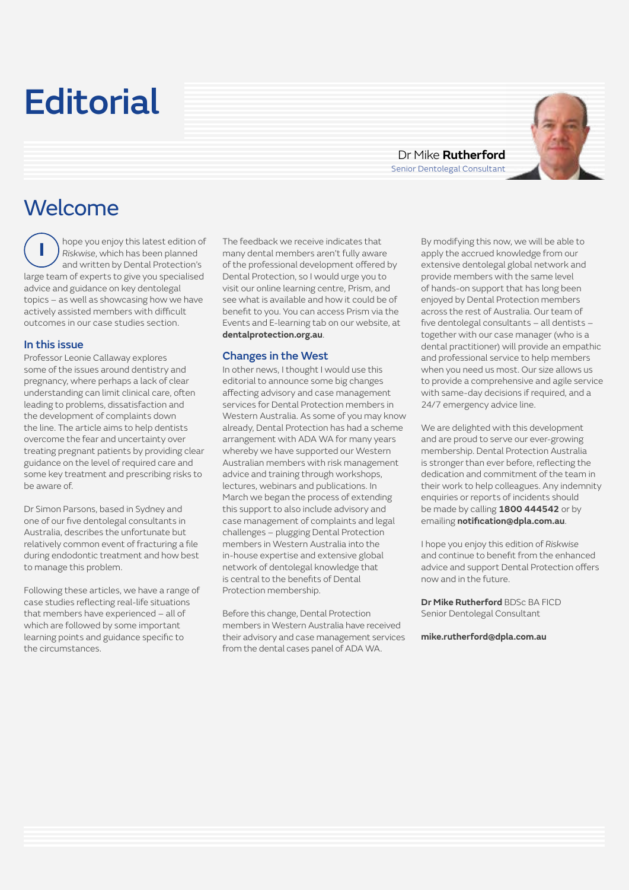# Editorial

Dr Mike **Rutherford**
Senior Dentolegal Consultant

## Welcome

I hope you enjoy this latest edition of *Riskwise*, which has been planned and written by Dental Protection's large team of experts to give you specialised advice and guidance on key dentolegal topics – as well as showcasing how we have actively assisted members with difficult outcomes in our case studies section.

### In this issue

Professor Leonie Callaway explores some of the issues around dentistry and pregnancy, where perhaps a lack of clear understanding can limit clinical care, often leading to problems, dissatisfaction and the development of complaints down the line. The article aims to help dentists overcome the fear and uncertainty over treating pregnant patients by providing clear guidance on the level of required care and some key treatment and prescribing risks to be aware of.

Dr Simon Parsons, based in Sydney and one of our five dentolegal consultants in Australia, describes the unfortunate but relatively common event of fracturing a file during endodontic treatment and how best to manage this problem.

Following these articles, we have a range of case studies reflecting real-life situations that members have experienced – all of which are followed by some important learning points and guidance specific to the circumstances.

The feedback we receive indicates that many dental members aren't fully aware of the professional development offered by Dental Protection, so I would urge you to visit our online learning centre, Prism, and see what is available and how it could be of benefit to you. You can access Prism via the Events and E-learning tab on our website, at **dentalprotection.org.au**.

### Changes in the West

In other news, I thought I would use this editorial to announce some big changes affecting advisory and case management services for Dental Protection members in Western Australia. As some of you may know already, Dental Protection has had a scheme arrangement with ADA WA for many years whereby we have supported our Western Australian members with risk management advice and training through workshops, lectures, webinars and publications. In March we began the process of extending this support to also include advisory and case management of complaints and legal challenges – plugging Dental Protection members in Western Australia into the in-house expertise and extensive global network of dentolegal knowledge that is central to the benefits of Dental Protection membership.

Before this change, Dental Protection members in Western Australia have received their advisory and case management services from the dental cases panel of ADA WA.

By modifying this now, we will be able to apply the accrued knowledge from our extensive dentolegal global network and provide members with the same level of hands-on support that has long been enjoyed by Dental Protection members across the rest of Australia. Our team of five dentolegal consultants – all dentists – together with our case manager (who is a dental practitioner) will provide an empathic and professional service to help members when you need us most. Our size allows us to provide a comprehensive and agile service with same-day decisions if required, and a 24/7 emergency advice line.

We are delighted with this development and are proud to serve our ever-growing membership. Dental Protection Australia is stronger than ever before, reflecting the dedication and commitment of the team in their work to help colleagues. Any indemnity enquiries or reports of incidents should be made by calling **1800 444542** or by emailing **notification@dpla.com.au**.

I hope you enjoy this edition of *Riskwise* and continue to benefit from the enhanced advice and support Dental Protection offers now and in the future.

**Dr Mike Rutherford** BDSc BA FICD
Senior Dentolegal Consultant

**mike.rutherford@dpla.com.au**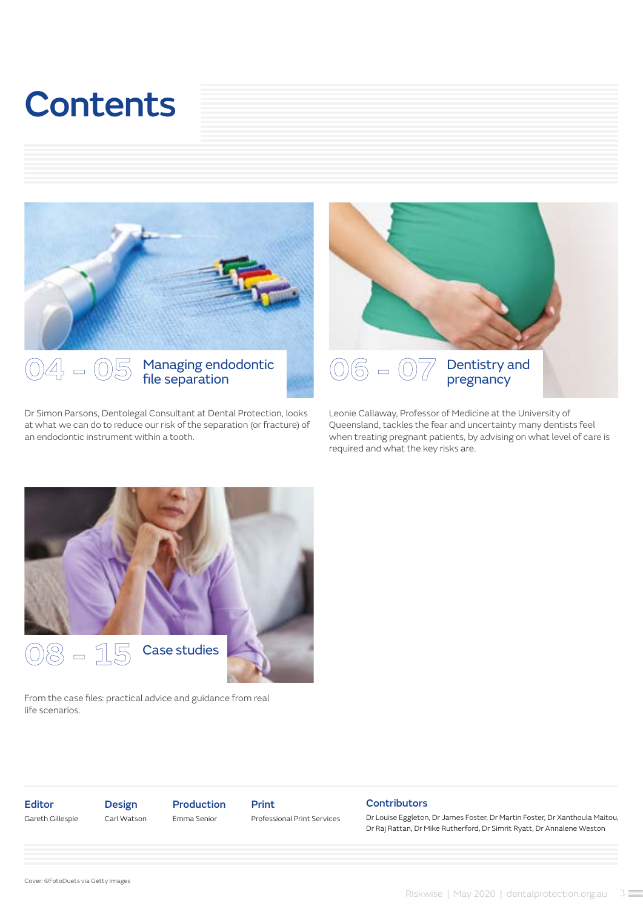# Contents

## 04 – 05 Managing endodontic file separation

Dr Simon Parsons, Dentolegal Consultant at Dental Protection, looks at what we can do to reduce our risk of the separation (or fracture) of an endodontic instrument within a tooth.

## 06 – 07 Dentistry and pregnancy

Leonie Callaway, Professor of Medicine at the University of Queensland, tackles the fear and uncertainty many dentists feel when treating pregnant patients, by advising on what level of care is required and what the key risks are.

## 08 – 15 Case studies

From the case files: practical advice and guidance from real life scenarios.

**Editor**
Gareth Gillespie

**Design**
Carl Watson

**Production**
Emma Senior

**Print**
Professional Print Services

**Contributors**
Dr Louise Eggleton, Dr James Foster, Dr Martin Foster, Dr Xanthoula Maitou, Dr Raj Rattan, Dr Mike Rutherford, Dr Simrit Ryatt, Dr Annalene Weston

Cover: ©FotoDuets via Getty Images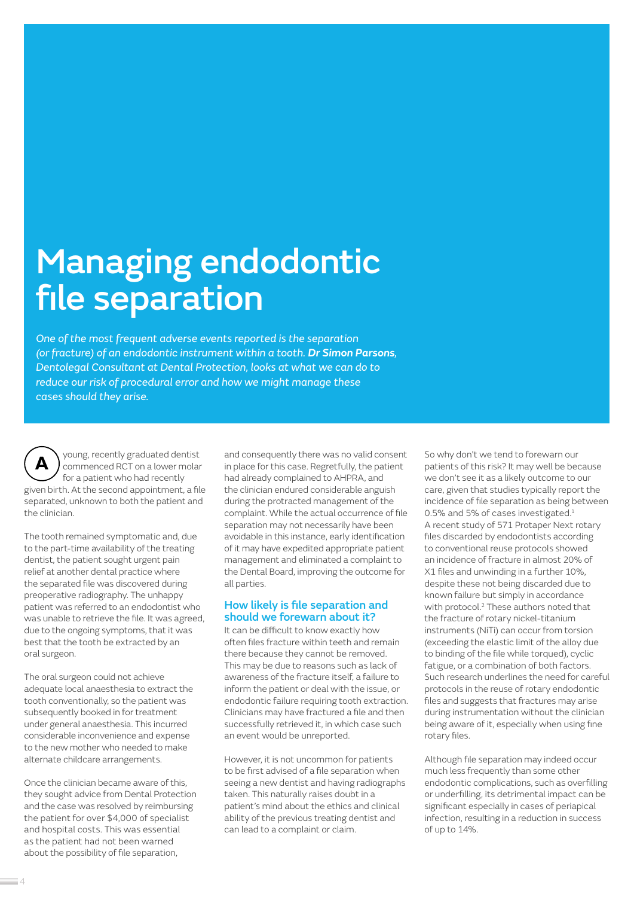# Managing endodontic file separation

*One of the most frequent adverse events reported is the separation (or fracture) of an endodontic instrument within a tooth. **Dr Simon Parsons**, Dentolegal Consultant at Dental Protection, looks at what we can do to reduce our risk of procedural error and how we might manage these cases should they arise.*

A young, recently graduated dentist commenced RCT on a lower molar for a patient who had recently given birth. At the second appointment, a file separated, unknown to both the patient and the clinician.

The tooth remained symptomatic and, due to the part-time availability of the treating dentist, the patient sought urgent pain relief at another dental practice where the separated file was discovered during preoperative radiography. The unhappy patient was referred to an endodontist who was unable to retrieve the file. It was agreed, due to the ongoing symptoms, that it was best that the tooth be extracted by an oral surgeon.

The oral surgeon could not achieve adequate local anaesthesia to extract the tooth conventionally, so the patient was subsequently booked in for treatment under general anaesthesia. This incurred considerable inconvenience and expense to the new mother who needed to make alternate childcare arrangements.

Once the clinician became aware of this, they sought advice from Dental Protection and the case was resolved by reimbursing the patient for over $4,000 of specialist and hospital costs. This was essential as the patient had not been warned about the possibility of file separation, and consequently there was no valid consent in place for this case. Regretfully, the patient had already complained to AHPRA, and the clinician endured considerable anguish during the protracted management of the complaint. While the actual occurrence of file separation may not necessarily have been avoidable in this instance, early identification of it may have expedited appropriate patient management and eliminated a complaint to the Dental Board, improving the outcome for all parties.

## How likely is file separation and should we forewarn about it?

It can be difficult to know exactly how often files fracture within teeth and remain there because they cannot be removed. This may be due to reasons such as lack of awareness of the fracture itself, a failure to inform the patient or deal with the issue, or endodontic failure requiring tooth extraction. Clinicians may have fractured a file and then successfully retrieved it, in which case such an event would be unreported.

However, it is not uncommon for patients to be first advised of a file separation when seeing a new dentist and having radiographs taken. This naturally raises doubt in a patient's mind about the ethics and clinical ability of the previous treating dentist and can lead to a complaint or claim.

So why don't we tend to forewarn our patients of this risk? It may well be because we don't see it as a likely outcome to our care, given that studies typically report the incidence of file separation as being between 0.5% and 5% of cases investigated.[1] A recent study of 571 Protaper Next rotary files discarded by endodontists according to conventional reuse protocols showed an incidence of fracture in almost 20% of X1 files and unwinding in a further 10%, despite these not being discarded due to known failure but simply in accordance with protocol.[2] These authors noted that the fracture of rotary nickel-titanium instruments (NiTi) can occur from torsion (exceeding the elastic limit of the alloy due to binding of the file while torqued), cyclic fatigue, or a combination of both factors. Such research underlines the need for careful protocols in the reuse of rotary endodontic files and suggests that fractures may arise during instrumentation without the clinician being aware of it, especially when using fine rotary files.

Although file separation may indeed occur much less frequently than some other endodontic complications, such as overfilling or underfilling, its detrimental impact can be significant especially in cases of periapical infection, resulting in a reduction in success of up to 14%.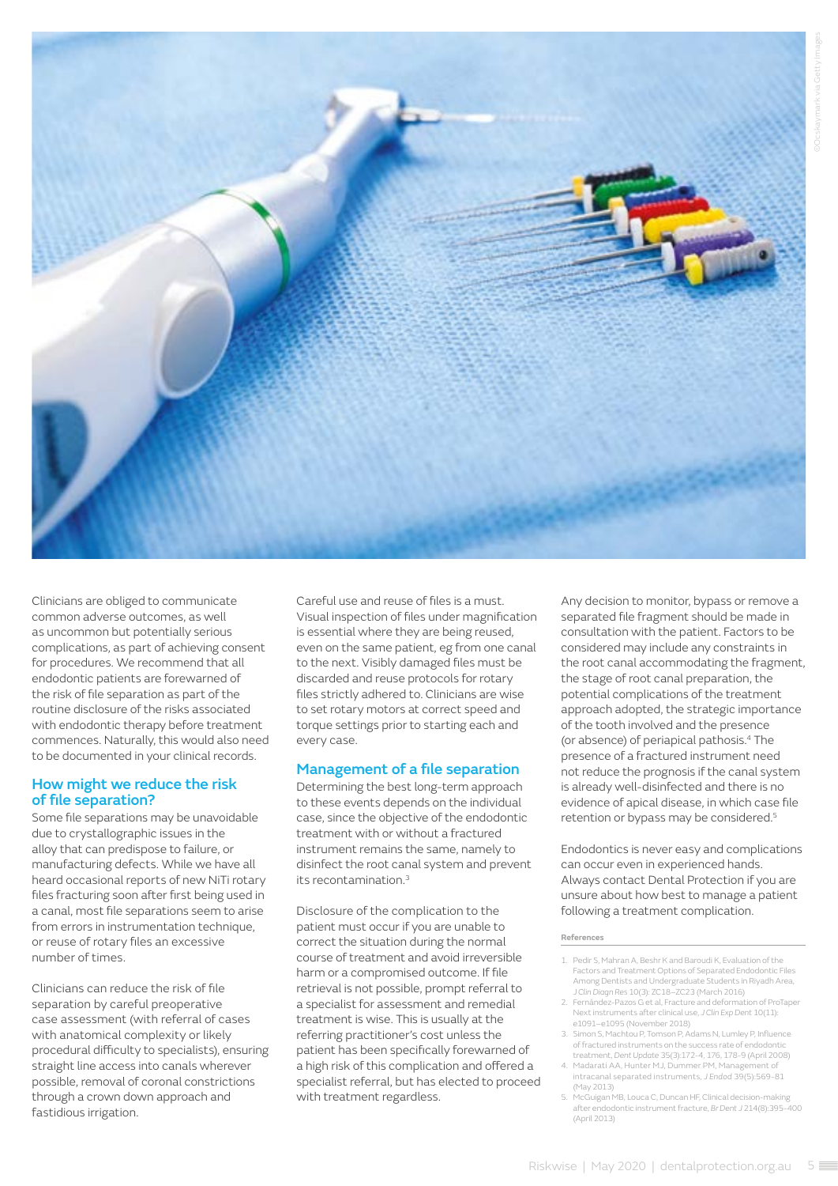Clinicians are obliged to communicate common adverse outcomes, as well as uncommon but potentially serious complications, as part of achieving consent for procedures. We recommend that all endodontic patients are forewarned of the risk of file separation as part of the routine disclosure of the risks associated with endodontic therapy before treatment commences. Naturally, this would also need to be documented in your clinical records.

## How might we reduce the risk of file separation?

Some file separations may be unavoidable due to crystallographic issues in the alloy that can predispose to failure, or manufacturing defects. While we have all heard occasional reports of new NiTi rotary files fracturing soon after first being used in a canal, most file separations seem to arise from errors in instrumentation technique, or reuse of rotary files an excessive number of times.

Clinicians can reduce the risk of file separation by careful preoperative case assessment (with referral of cases with anatomical complexity or likely procedural difficulty to specialists), ensuring straight line access into canals wherever possible, removal of coronal constrictions through a crown down approach and fastidious irrigation.

Careful use and reuse of files is a must. Visual inspection of files under magnification is essential where they are being reused, even on the same patient, eg from one canal to the next. Visibly damaged files must be discarded and reuse protocols for rotary files strictly adhered to. Clinicians are wise to set rotary motors at correct speed and torque settings prior to starting each and every case.

## Management of a file separation

Determining the best long-term approach to these events depends on the individual case, since the objective of the endodontic treatment with or without a fractured instrument remains the same, namely to disinfect the root canal system and prevent its recontamination.[3]

Disclosure of the complication to the patient must occur if you are unable to correct the situation during the normal course of treatment and avoid irreversible harm or a compromised outcome. If file retrieval is not possible, prompt referral to a specialist for assessment and remedial treatment is wise. This is usually at the referring practitioner's cost unless the patient has been specifically forewarned of a high risk of this complication and offered a specialist referral, but has elected to proceed with treatment regardless.

Any decision to monitor, bypass or remove a separated file fragment should be made in consultation with the patient. Factors to be considered may include any constraints in the root canal accommodating the fragment, the stage of root canal preparation, the potential complications of the treatment approach adopted, the strategic importance of the tooth involved and the presence (or absence) of periapical pathosis.[4] The presence of a fractured instrument need not reduce the prognosis if the canal system is already well-disinfected and there is no evidence of apical disease, in which case file retention or bypass may be considered.[5]

Endodontics is never easy and complications can occur even in experienced hands. Always contact Dental Protection if you are unsure about how best to manage a patient following a treatment complication.

#### References

1. Pedir S, Mahran A, Beshr K and Baroudi K, Evaluation of the Factors and Treatment Options of Separated Endodontic Files Among Dentists and Undergraduate Students in Riyadh Area, *J Clin Diagn Res* 10(3): ZC18–ZC23 (March 2016)
2. Fernández-Pazos G et al, Fracture and deformation of ProTaper Next instruments after clinical use, *J Clin Exp Dent* 10(11): e1091–e1095 (November 2018)
3. Simon S, Machtou P, Tomson P, Adams N, Lumley P, Influence of fractured instruments on the success rate of endodontic treatment, *Dent Update* 35(3):172-4, 176, 178-9 (April 2008)
4. Madarati AA, Hunter MJ, Dummer PM, Management of intracanal separated instruments, *J Endod* 39(5):569-81 (May 2013)
5. McGuigan MB, Louca C, Duncan HF, Clinical decision-making after endodontic instrument fracture, *Br Dent J* 214(8):395-400 (April 2013)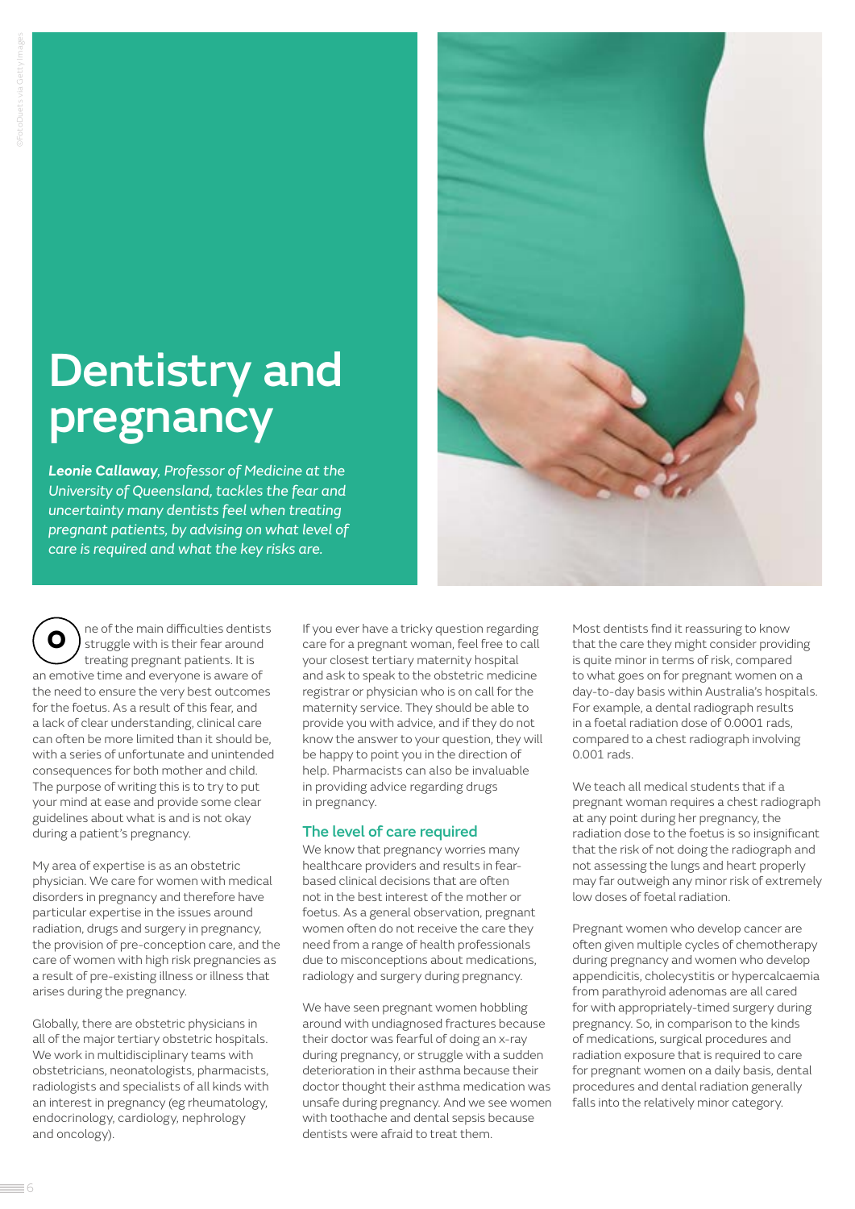# Dentistry and pregnancy

***Leonie Callaway**, Professor of Medicine at the University of Queensland, tackles the fear and uncertainty many dentists feel when treating pregnant patients, by advising on what level of care is required and what the key risks are.*

One of the main difficulties dentists struggle with is their fear around treating pregnant patients. It is an emotive time and everyone is aware of the need to ensure the very best outcomes for the foetus. As a result of this fear, and a lack of clear understanding, clinical care can often be more limited than it should be, with a series of unfortunate and unintended consequences for both mother and child. The purpose of writing this is to try to put your mind at ease and provide some clear guidelines about what is and is not okay during a patient's pregnancy.

My area of expertise is as an obstetric physician. We care for women with medical disorders in pregnancy and therefore have particular expertise in the issues around radiation, drugs and surgery in pregnancy, the provision of pre-conception care, and the care of women with high risk pregnancies as a result of pre-existing illness or illness that arises during the pregnancy.

Globally, there are obstetric physicians in all of the major tertiary obstetric hospitals. We work in multidisciplinary teams with obstetricians, neonatologists, pharmacists, radiologists and specialists of all kinds with an interest in pregnancy (eg rheumatology, endocrinology, cardiology, nephrology and oncology).

If you ever have a tricky question regarding care for a pregnant woman, feel free to call your closest tertiary maternity hospital and ask to speak to the obstetric medicine registrar or physician who is on call for the maternity service. They should be able to provide you with advice, and if they do not know the answer to your question, they will be happy to point you in the direction of help. Pharmacists can also be invaluable in providing advice regarding drugs in pregnancy.

## The level of care required

We know that pregnancy worries many healthcare providers and results in fear-based clinical decisions that are often not in the best interest of the mother or foetus. As a general observation, pregnant women often do not receive the care they need from a range of health professionals due to misconceptions about medications, radiology and surgery during pregnancy.

We have seen pregnant women hobbling around with undiagnosed fractures because their doctor was fearful of doing an x-ray during pregnancy, or struggle with a sudden deterioration in their asthma because their doctor thought their asthma medication was unsafe during pregnancy. And we see women with toothache and dental sepsis because dentists were afraid to treat them.

Most dentists find it reassuring to know that the care they might consider providing is quite minor in terms of risk, compared to what goes on for pregnant women on a day-to-day basis within Australia's hospitals. For example, a dental radiograph results in a foetal radiation dose of 0.0001 rads, compared to a chest radiograph involving 0.001 rads.

We teach all medical students that if a pregnant woman requires a chest radiograph at any point during her pregnancy, the radiation dose to the foetus is so insignificant that the risk of not doing the radiograph and not assessing the lungs and heart properly may far outweigh any minor risk of extremely low doses of foetal radiation.

Pregnant women who develop cancer are often given multiple cycles of chemotherapy during pregnancy and women who develop appendicitis, cholecystitis or hypercalcaemia from parathyroid adenomas are all cared for with appropriately-timed surgery during pregnancy. So, in comparison to the kinds of medications, surgical procedures and radiation exposure that is required to care for pregnant women on a daily basis, dental procedures and dental radiation generally falls into the relatively minor category.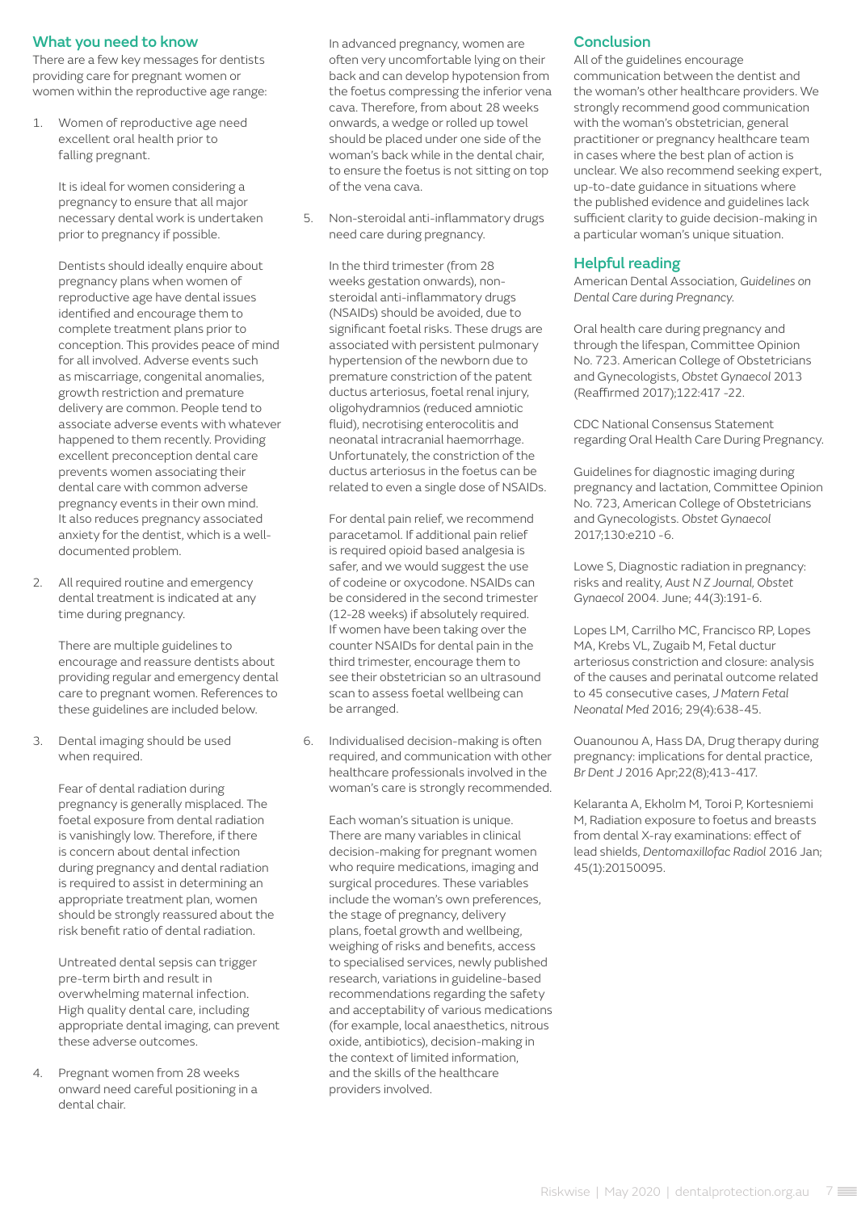## What you need to know

There are a few key messages for dentists providing care for pregnant women or women within the reproductive age range:

1. Women of reproductive age need excellent oral health prior to falling pregnant.

   It is ideal for women considering a pregnancy to ensure that all major necessary dental work is undertaken prior to pregnancy if possible.

   Dentists should ideally enquire about pregnancy plans when women of reproductive age have dental issues identified and encourage them to complete treatment plans prior to conception. This provides peace of mind for all involved. Adverse events such as miscarriage, congenital anomalies, growth restriction and premature delivery are common. People tend to associate adverse events with whatever happened to them recently. Providing excellent preconception dental care prevents women associating their dental care with common adverse pregnancy events in their own mind. It also reduces pregnancy associated anxiety for the dentist, which is a well-documented problem.

2. All required routine and emergency dental treatment is indicated at any time during pregnancy.

   There are multiple guidelines to encourage and reassure dentists about providing regular and emergency dental care to pregnant women. References to these guidelines are included below.

3. Dental imaging should be used when required.

   Fear of dental radiation during pregnancy is generally misplaced. The foetal exposure from dental radiation is vanishingly low. Therefore, if there is concern about dental infection during pregnancy and dental radiation is required to assist in determining an appropriate treatment plan, women should be strongly reassured about the risk benefit ratio of dental radiation.

   Untreated dental sepsis can trigger pre-term birth and result in overwhelming maternal infection. High quality dental care, including appropriate dental imaging, can prevent these adverse outcomes.

4. Pregnant women from 28 weeks onward need careful positioning in a dental chair.

   In advanced pregnancy, women are often very uncomfortable lying on their back and can develop hypotension from the foetus compressing the inferior vena cava. Therefore, from about 28 weeks onwards, a wedge or rolled up towel should be placed under one side of the woman's back while in the dental chair, to ensure the foetus is not sitting on top of the vena cava.

5. Non-steroidal anti-inflammatory drugs need care during pregnancy.

   In the third trimester (from 28 weeks gestation onwards), non-steroidal anti-inflammatory drugs (NSAIDs) should be avoided, due to significant foetal risks. These drugs are associated with persistent pulmonary hypertension of the newborn due to premature constriction of the patent ductus arteriosus, foetal renal injury, oligohydramnios (reduced amniotic fluid), necrotising enterocolitis and neonatal intracranial haemorrhage. Unfortunately, the constriction of the ductus arteriosus in the foetus can be related to even a single dose of NSAIDs.

   For dental pain relief, we recommend paracetamol. If additional pain relief is required opioid based analgesia is safer, and we would suggest the use of codeine or oxycodone. NSAIDs can be considered in the second trimester (12-28 weeks) if absolutely required. If women have been taking over the counter NSAIDs for dental pain in the third trimester, encourage them to see their obstetrician so an ultrasound scan to assess foetal wellbeing can be arranged.

6. Individualised decision-making is often required, and communication with other healthcare professionals involved in the woman's care is strongly recommended.

   Each woman's situation is unique. There are many variables in clinical decision-making for pregnant women who require medications, imaging and surgical procedures. These variables include the woman's own preferences, the stage of pregnancy, delivery plans, foetal growth and wellbeing, weighing of risks and benefits, access to specialised services, newly published research, variations in guideline-based recommendations regarding the safety and acceptability of various medications (for example, local anaesthetics, nitrous oxide, antibiotics), decision-making in the context of limited information, and the skills of the healthcare providers involved.

## Conclusion

All of the guidelines encourage communication between the dentist and the woman's other healthcare providers. We strongly recommend good communication with the woman's obstetrician, general practitioner or pregnancy healthcare team in cases where the best plan of action is unclear. We also recommend seeking expert, up-to-date guidance in situations where the published evidence and guidelines lack sufficient clarity to guide decision-making in a particular woman's unique situation.

## Helpful reading

American Dental Association, *Guidelines on Dental Care during Pregnancy.*

Oral health care during pregnancy and through the lifespan, Committee Opinion No. 723. American College of Obstetricians and Gynecologists, *Obstet Gynaecol* 2013 (Reaffirmed 2017);122:417 -22.

CDC National Consensus Statement regarding Oral Health Care During Pregnancy.

Guidelines for diagnostic imaging during pregnancy and lactation, Committee Opinion No. 723, American College of Obstetricians and Gynecologists. *Obstet Gynaecol* 2017;130:e210 -6.

Lowe S, Diagnostic radiation in pregnancy: risks and reality, *Aust N Z Journal, Obstet Gynaecol* 2004. June; 44(3):191-6.

Lopes LM, Carrilho MC, Francisco RP, Lopes MA, Krebs VL, Zugaib M, Fetal ductur arteriosus constriction and closure: analysis of the causes and perinatal outcome related to 45 consecutive cases, *J Matern Fetal Neonatal Med* 2016; 29(4):638-45.

Ouanounou A, Hass DA, Drug therapy during pregnancy: implications for dental practice, *Br Dent J* 2016 Apr;22(8);413-417.

Kelaranta A, Ekholm M, Toroi P, Kortesniemi M, Radiation exposure to foetus and breasts from dental X-ray examinations: effect of lead shields, *Dentomaxillofac Radiol* 2016 Jan; 45(1):20150095.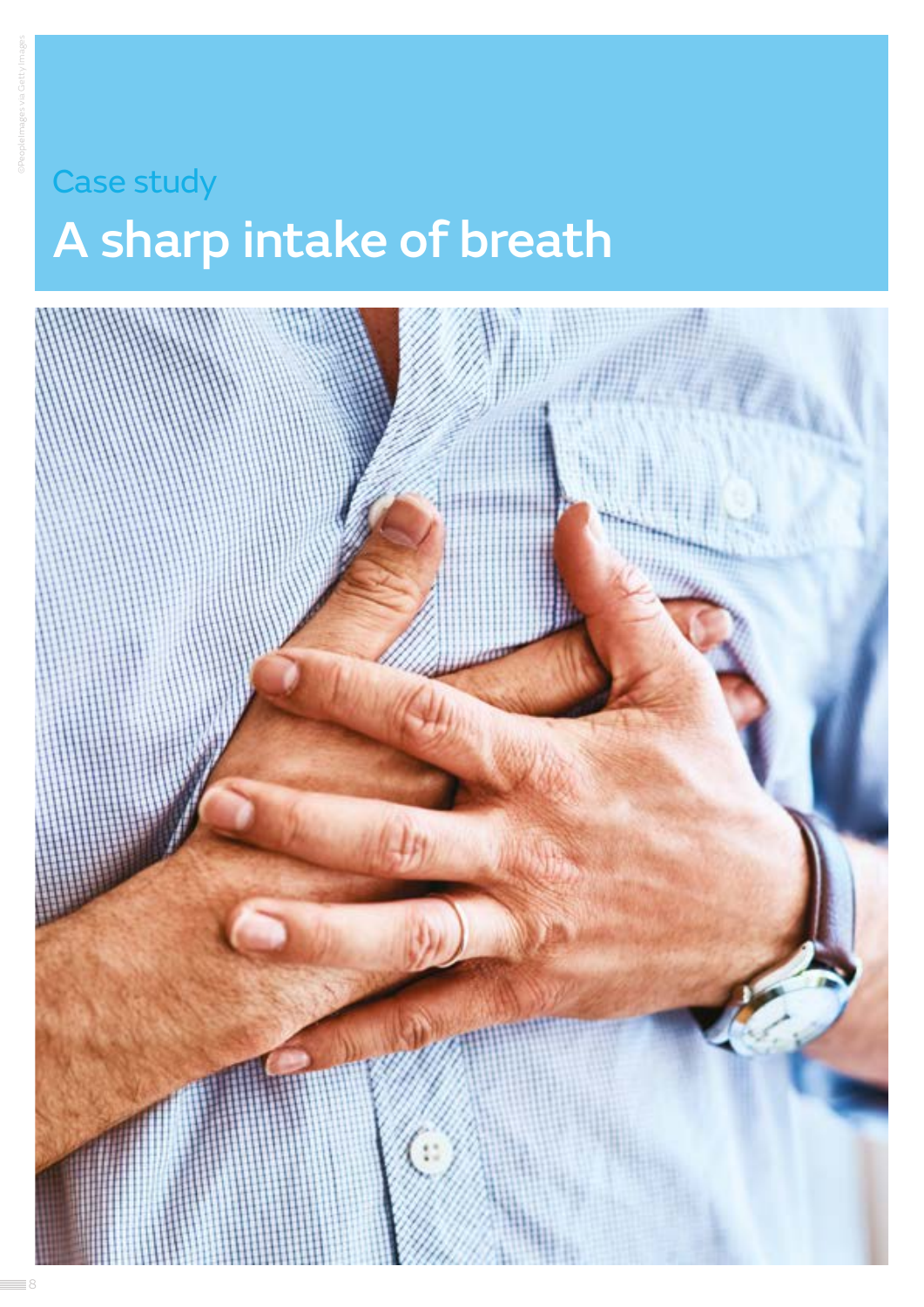Case study

# A sharp intake of breath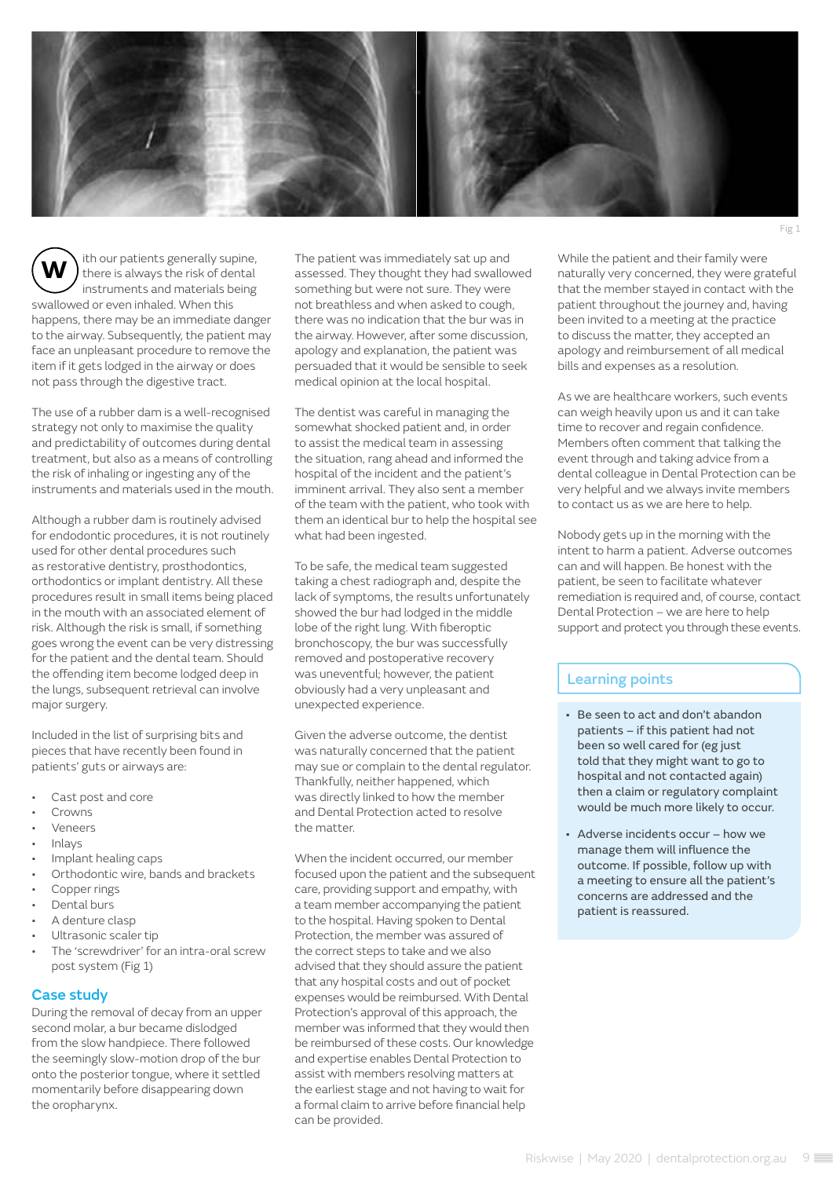Fig 1

With our patients generally supine, there is always the risk of dental instruments and materials being swallowed or even inhaled. When this happens, there may be an immediate danger to the airway. Subsequently, the patient may face an unpleasant procedure to remove the item if it gets lodged in the airway or does not pass through the digestive tract.

The use of a rubber dam is a well-recognised strategy not only to maximise the quality and predictability of outcomes during dental treatment, but also as a means of controlling the risk of inhaling or ingesting any of the instruments and materials used in the mouth.

Although a rubber dam is routinely advised for endodontic procedures, it is not routinely used for other dental procedures such as restorative dentistry, prosthodontics, orthodontics or implant dentistry. All these procedures result in small items being placed in the mouth with an associated element of risk. Although the risk is small, if something goes wrong the event can be very distressing for the patient and the dental team. Should the offending item become lodged deep in the lungs, subsequent retrieval can involve major surgery.

Included in the list of surprising bits and pieces that have recently been found in patients' guts or airways are:

- Cast post and core
- Crowns
- Veneers
- Inlays
- Implant healing caps
- Orthodontic wire, bands and brackets
- Copper rings
- Dental burs
- A denture clasp
- Ultrasonic scaler tip
- The 'screwdriver' for an intra-oral screw post system (Fig 1)

## Case study

During the removal of decay from an upper second molar, a bur became dislodged from the slow handpiece. There followed the seemingly slow-motion drop of the bur onto the posterior tongue, where it settled momentarily before disappearing down the oropharynx.

The patient was immediately sat up and assessed. They thought they had swallowed something but were not sure. They were not breathless and when asked to cough, there was no indication that the bur was in the airway. However, after some discussion, apology and explanation, the patient was persuaded that it would be sensible to seek medical opinion at the local hospital.

The dentist was careful in managing the somewhat shocked patient and, in order to assist the medical team in assessing the situation, rang ahead and informed the hospital of the incident and the patient's imminent arrival. They also sent a member of the team with the patient, who took with them an identical bur to help the hospital see what had been ingested.

To be safe, the medical team suggested taking a chest radiograph and, despite the lack of symptoms, the results unfortunately showed the bur had lodged in the middle lobe of the right lung. With fiberoptic bronchoscopy, the bur was successfully removed and postoperative recovery was uneventful; however, the patient obviously had a very unpleasant and unexpected experience.

Given the adverse outcome, the dentist was naturally concerned that the patient may sue or complain to the dental regulator. Thankfully, neither happened, which was directly linked to how the member and Dental Protection acted to resolve the matter.

When the incident occurred, our member focused upon the patient and the subsequent care, providing support and empathy, with a team member accompanying the patient to the hospital. Having spoken to Dental Protection, the member was assured of the correct steps to take and we also advised that they should assure the patient that any hospital costs and out of pocket expenses would be reimbursed. With Dental Protection's approval of this approach, the member was informed that they would then be reimbursed of these costs. Our knowledge and expertise enables Dental Protection to assist with members resolving matters at the earliest stage and not having to wait for a formal claim to arrive before financial help can be provided.

While the patient and their family were naturally very concerned, they were grateful that the member stayed in contact with the patient throughout the journey and, having been invited to a meeting at the practice to discuss the matter, they accepted an apology and reimbursement of all medical bills and expenses as a resolution.

As we are healthcare workers, such events can weigh heavily upon us and it can take time to recover and regain confidence. Members often comment that talking the event through and taking advice from a dental colleague in Dental Protection can be very helpful and we always invite members to contact us as we are here to help.

Nobody gets up in the morning with the intent to harm a patient. Adverse outcomes can and will happen. Be honest with the patient, be seen to facilitate whatever remediation is required and, of course, contact Dental Protection – we are here to help support and protect you through these events.

## Learning points

- Be seen to act and don't abandon patients – if this patient had not been so well cared for (eg just told that they might want to go to hospital and not contacted again) then a claim or regulatory complaint would be much more likely to occur.
- Adverse incidents occur – how we manage them will influence the outcome. If possible, follow up with a meeting to ensure all the patient's concerns are addressed and the patient is reassured.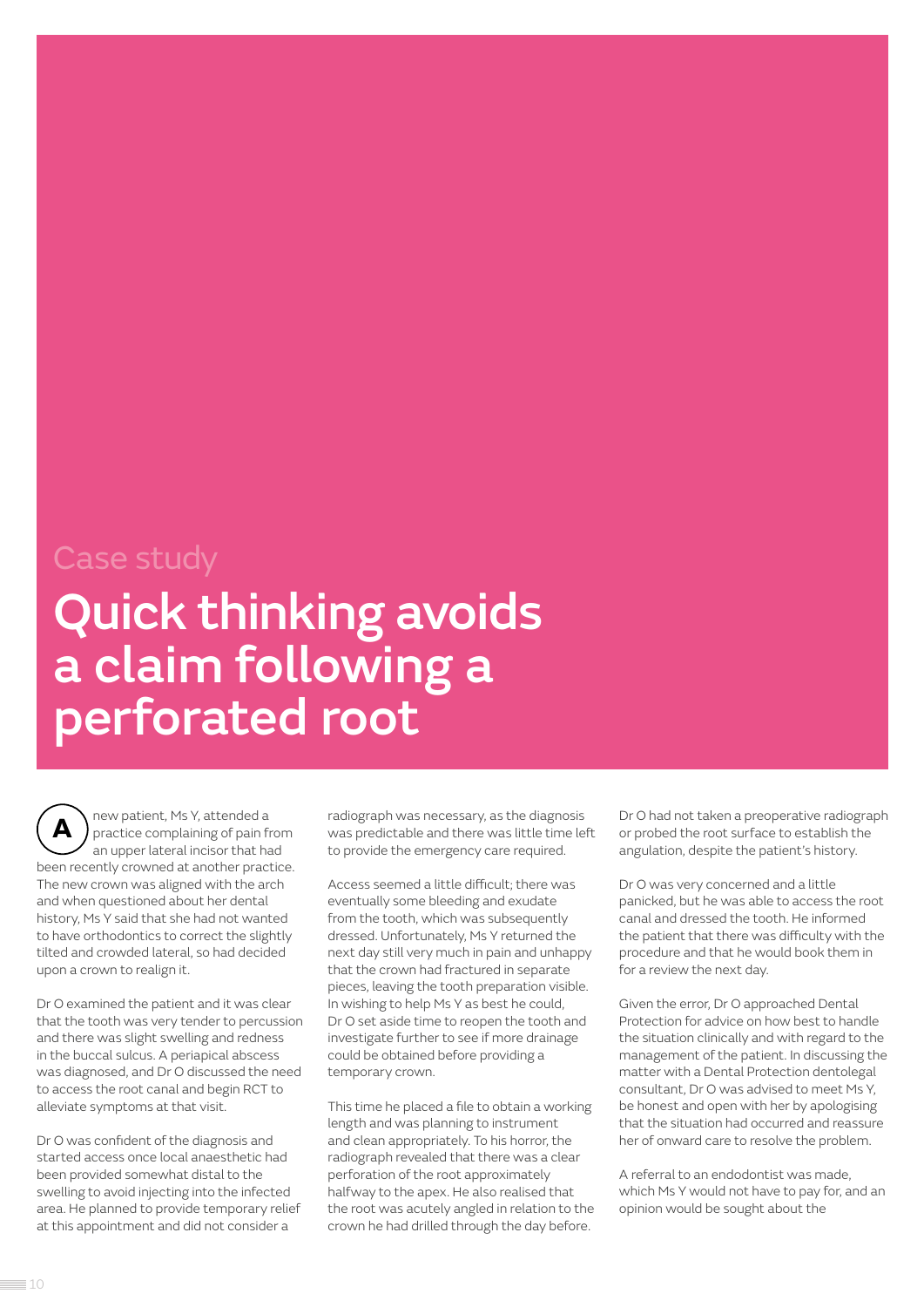Case study

# Quick thinking avoids a claim following a perforated root

A new patient, Ms Y, attended a practice complaining of pain from an upper lateral incisor that had been recently crowned at another practice. The new crown was aligned with the arch and when questioned about her dental history, Ms Y said that she had not wanted to have orthodontics to correct the slightly tilted and crowded lateral, so had decided upon a crown to realign it.

Dr O examined the patient and it was clear that the tooth was very tender to percussion and there was slight swelling and redness in the buccal sulcus. A periapical abscess was diagnosed, and Dr O discussed the need to access the root canal and begin RCT to alleviate symptoms at that visit.

Dr O was confident of the diagnosis and started access once local anaesthetic had been provided somewhat distal to the swelling to avoid injecting into the infected area. He planned to provide temporary relief at this appointment and did not consider a radiograph was necessary, as the diagnosis was predictable and there was little time left to provide the emergency care required.

Access seemed a little difficult; there was eventually some bleeding and exudate from the tooth, which was subsequently dressed. Unfortunately, Ms Y returned the next day still very much in pain and unhappy that the crown had fractured in separate pieces, leaving the tooth preparation visible. In wishing to help Ms Y as best he could, Dr O set aside time to reopen the tooth and investigate further to see if more drainage could be obtained before providing a temporary crown.

This time he placed a file to obtain a working length and was planning to instrument and clean appropriately. To his horror, the radiograph revealed that there was a clear perforation of the root approximately halfway to the apex. He also realised that the root was acutely angled in relation to the crown he had drilled through the day before. Dr O had not taken a preoperative radiograph or probed the root surface to establish the angulation, despite the patient's history.

Dr O was very concerned and a little panicked, but he was able to access the root canal and dressed the tooth. He informed the patient that there was difficulty with the procedure and that he would book them in for a review the next day.

Given the error, Dr O approached Dental Protection for advice on how best to handle the situation clinically and with regard to the management of the patient. In discussing the matter with a Dental Protection dentolegal consultant, Dr O was advised to meet Ms Y, be honest and open with her by apologising that the situation had occurred and reassure her of onward care to resolve the problem.

A referral to an endodontist was made, which Ms Y would not have to pay for, and an opinion would be sought about the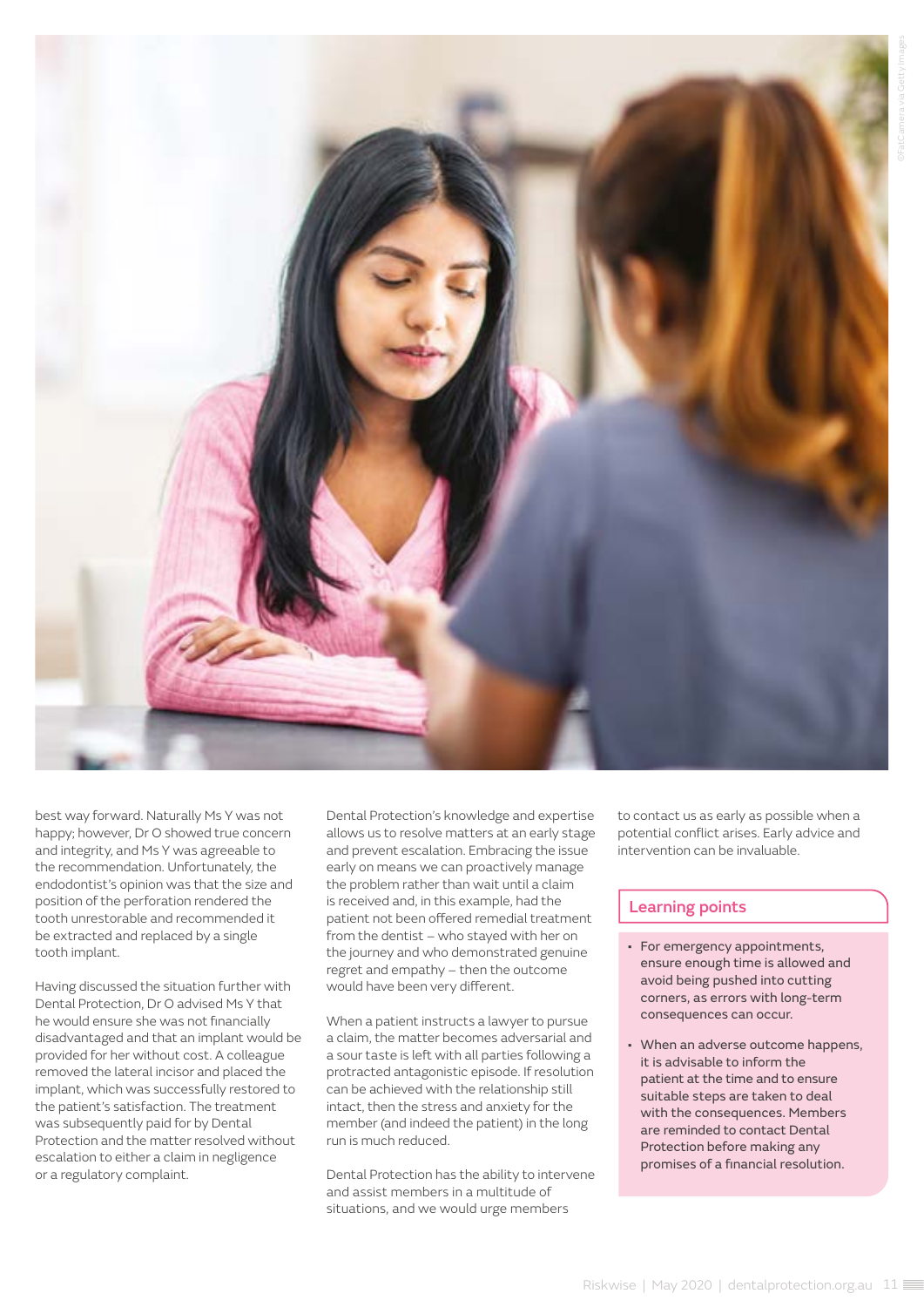best way forward. Naturally Ms Y was not happy; however, Dr O showed true concern and integrity, and Ms Y was agreeable to the recommendation. Unfortunately, the endodontist's opinion was that the size and position of the perforation rendered the tooth unrestorable and recommended it be extracted and replaced by a single tooth implant.

Having discussed the situation further with Dental Protection, Dr O advised Ms Y that he would ensure she was not financially disadvantaged and that an implant would be provided for her without cost. A colleague removed the lateral incisor and placed the implant, which was successfully restored to the patient's satisfaction. The treatment was subsequently paid for by Dental Protection and the matter resolved without escalation to either a claim in negligence or a regulatory complaint.

Dental Protection's knowledge and expertise allows us to resolve matters at an early stage and prevent escalation. Embracing the issue early on means we can proactively manage the problem rather than wait until a claim is received and, in this example, had the patient not been offered remedial treatment from the dentist – who stayed with her on the journey and who demonstrated genuine regret and empathy – then the outcome would have been very different.

When a patient instructs a lawyer to pursue a claim, the matter becomes adversarial and a sour taste is left with all parties following a protracted antagonistic episode. If resolution can be achieved with the relationship still intact, then the stress and anxiety for the member (and indeed the patient) in the long run is much reduced.

Dental Protection has the ability to intervene and assist members in a multitude of situations, and we would urge members to contact us as early as possible when a potential conflict arises. Early advice and intervention can be invaluable.

## Learning points

- For emergency appointments, ensure enough time is allowed and avoid being pushed into cutting corners, as errors with long-term consequences can occur.
- When an adverse outcome happens, it is advisable to inform the patient at the time and to ensure suitable steps are taken to deal with the consequences. Members are reminded to contact Dental Protection before making any promises of a financial resolution.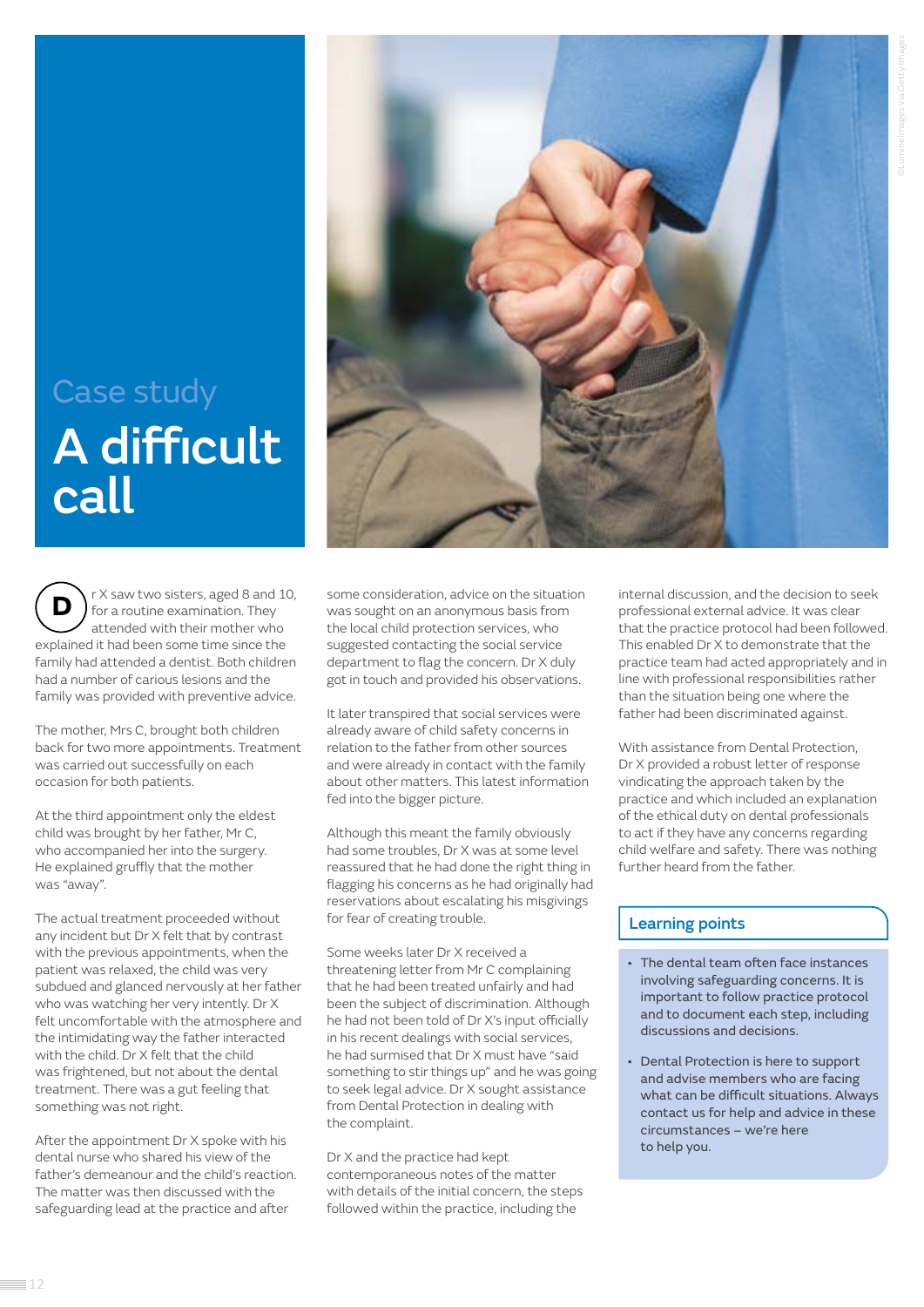Case study

# A difficult call

Dr X saw two sisters, aged 8 and 10, for a routine examination. They attended with their mother who explained it had been some time since the family had attended a dentist. Both children had a number of carious lesions and the family was provided with preventive advice.

The mother, Mrs C, brought both children back for two more appointments. Treatment was carried out successfully on each occasion for both patients.

At the third appointment only the eldest child was brought by her father, Mr C, who accompanied her into the surgery. He explained gruffly that the mother was "away".

The actual treatment proceeded without any incident but Dr X felt that by contrast with the previous appointments, when the patient was relaxed, the child was very subdued and glanced nervously at her father who was watching her very intently. Dr X felt uncomfortable with the atmosphere and the intimidating way the father interacted with the child. Dr X felt that the child was frightened, but not about the dental treatment. There was a gut feeling that something was not right.

After the appointment Dr X spoke with his dental nurse who shared his view of the father's demeanour and the child's reaction. The matter was then discussed with the safeguarding lead at the practice and after some consideration, advice on the situation was sought on an anonymous basis from the local child protection services, who suggested contacting the social service department to flag the concern. Dr X duly got in touch and provided his observations.

It later transpired that social services were already aware of child safety concerns in relation to the father from other sources and were already in contact with the family about other matters. This latest information fed into the bigger picture.

Although this meant the family obviously had some troubles, Dr X was at some level reassured that he had done the right thing in flagging his concerns as he had originally had reservations about escalating his misgivings for fear of creating trouble.

Some weeks later Dr X received a threatening letter from Mr C complaining that he had been treated unfairly and had been the subject of discrimination. Although he had not been told of Dr X's input officially in his recent dealings with social services, he had surmised that Dr X must have "said something to stir things up" and he was going to seek legal advice. Dr X sought assistance from Dental Protection in dealing with the complaint.

Dr X and the practice had kept contemporaneous notes of the matter with details of the initial concern, the steps followed within the practice, including the internal discussion, and the decision to seek professional external advice. It was clear that the practice protocol had been followed. This enabled Dr X to demonstrate that the practice team had acted appropriately and in line with professional responsibilities rather than the situation being one where the father had been discriminated against.

With assistance from Dental Protection, Dr X provided a robust letter of response vindicating the approach taken by the practice and which included an explanation of the ethical duty on dental professionals to act if they have any concerns regarding child welfare and safety. There was nothing further heard from the father.

## Learning points

- The dental team often face instances involving safeguarding concerns. It is important to follow practice protocol and to document each step, including discussions and decisions.
- Dental Protection is here to support and advise members who are facing what can be difficult situations. Always contact us for help and advice in these circumstances – we're here to help you.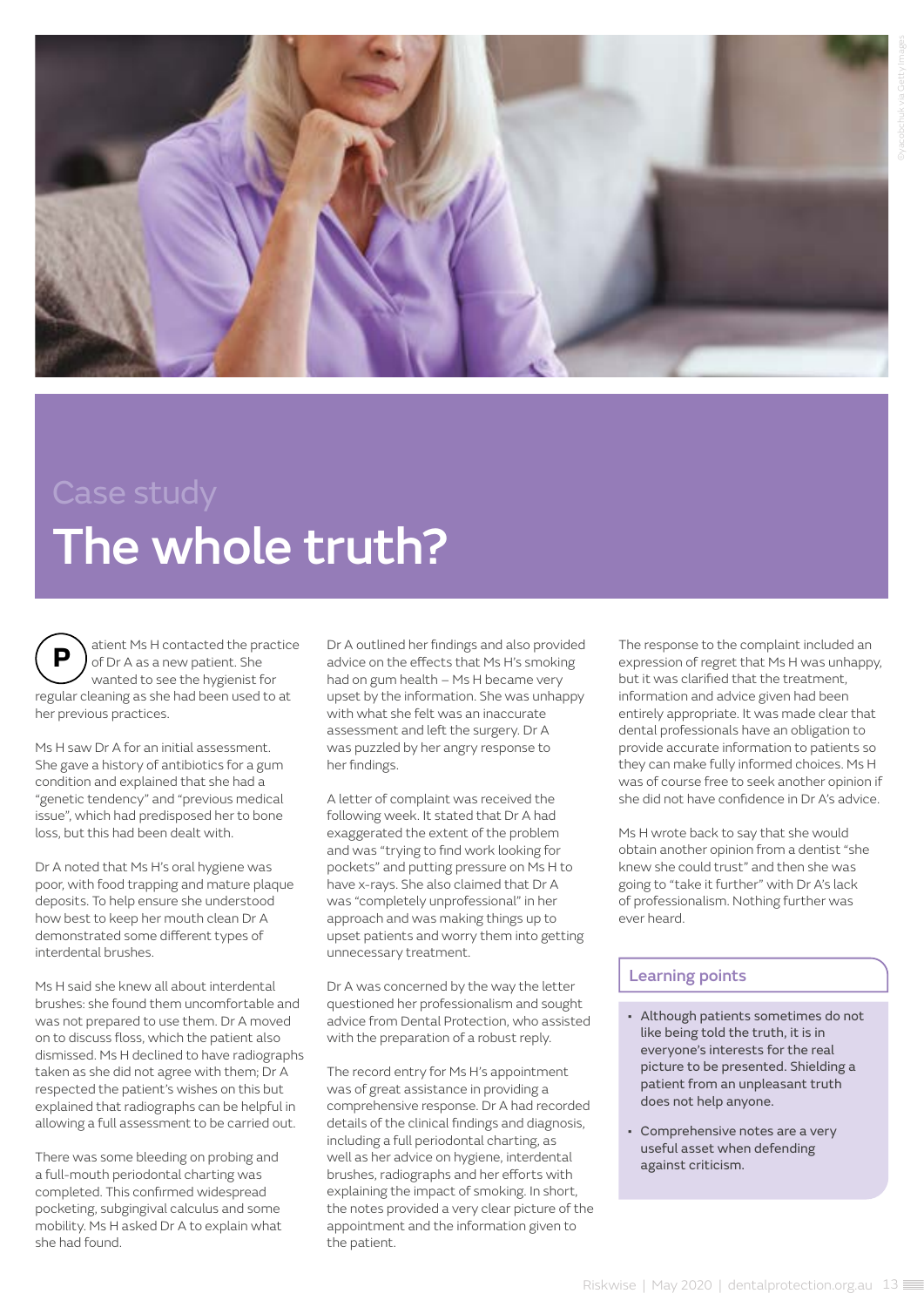Case study

# The whole truth?

Patient Ms H contacted the practice of Dr A as a new patient. She wanted to see the hygienist for regular cleaning as she had been used to at her previous practices.

Ms H saw Dr A for an initial assessment. She gave a history of antibiotics for a gum condition and explained that she had a "genetic tendency" and "previous medical issue", which had predisposed her to bone loss, but this had been dealt with.

Dr A noted that Ms H's oral hygiene was poor, with food trapping and mature plaque deposits. To help ensure she understood how best to keep her mouth clean Dr A demonstrated some different types of interdental brushes.

Ms H said she knew all about interdental brushes: she found them uncomfortable and was not prepared to use them. Dr A moved on to discuss floss, which the patient also dismissed. Ms H declined to have radiographs taken as she did not agree with them; Dr A respected the patient's wishes on this but explained that radiographs can be helpful in allowing a full assessment to be carried out.

There was some bleeding on probing and a full-mouth periodontal charting was completed. This confirmed widespread pocketing, subgingival calculus and some mobility. Ms H asked Dr A to explain what she had found.

Dr A outlined her findings and also provided advice on the effects that Ms H's smoking had on gum health – Ms H became very upset by the information. She was unhappy with what she felt was an inaccurate assessment and left the surgery. Dr A was puzzled by her angry response to her findings.

A letter of complaint was received the following week. It stated that Dr A had exaggerated the extent of the problem and was "trying to find work looking for pockets" and putting pressure on Ms H to have x-rays. She also claimed that Dr A was "completely unprofessional" in her approach and was making things up to upset patients and worry them into getting unnecessary treatment.

Dr A was concerned by the way the letter questioned her professionalism and sought advice from Dental Protection, who assisted with the preparation of a robust reply.

The record entry for Ms H's appointment was of great assistance in providing a comprehensive response. Dr A had recorded details of the clinical findings and diagnosis, including a full periodontal charting, as well as her advice on hygiene, interdental brushes, radiographs and her efforts with explaining the impact of smoking. In short, the notes provided a very clear picture of the appointment and the information given to the patient.

The response to the complaint included an expression of regret that Ms H was unhappy, but it was clarified that the treatment, information and advice given had been entirely appropriate. It was made clear that dental professionals have an obligation to provide accurate information to patients so they can make fully informed choices. Ms H was of course free to seek another opinion if she did not have confidence in Dr A's advice.

Ms H wrote back to say that she would obtain another opinion from a dentist "she knew she could trust" and then she was going to "take it further" with Dr A's lack of professionalism. Nothing further was ever heard.

## Learning points

- Although patients sometimes do not like being told the truth, it is in everyone's interests for the real picture to be presented. Shielding a patient from an unpleasant truth does not help anyone.
- Comprehensive notes are a very useful asset when defending against criticism.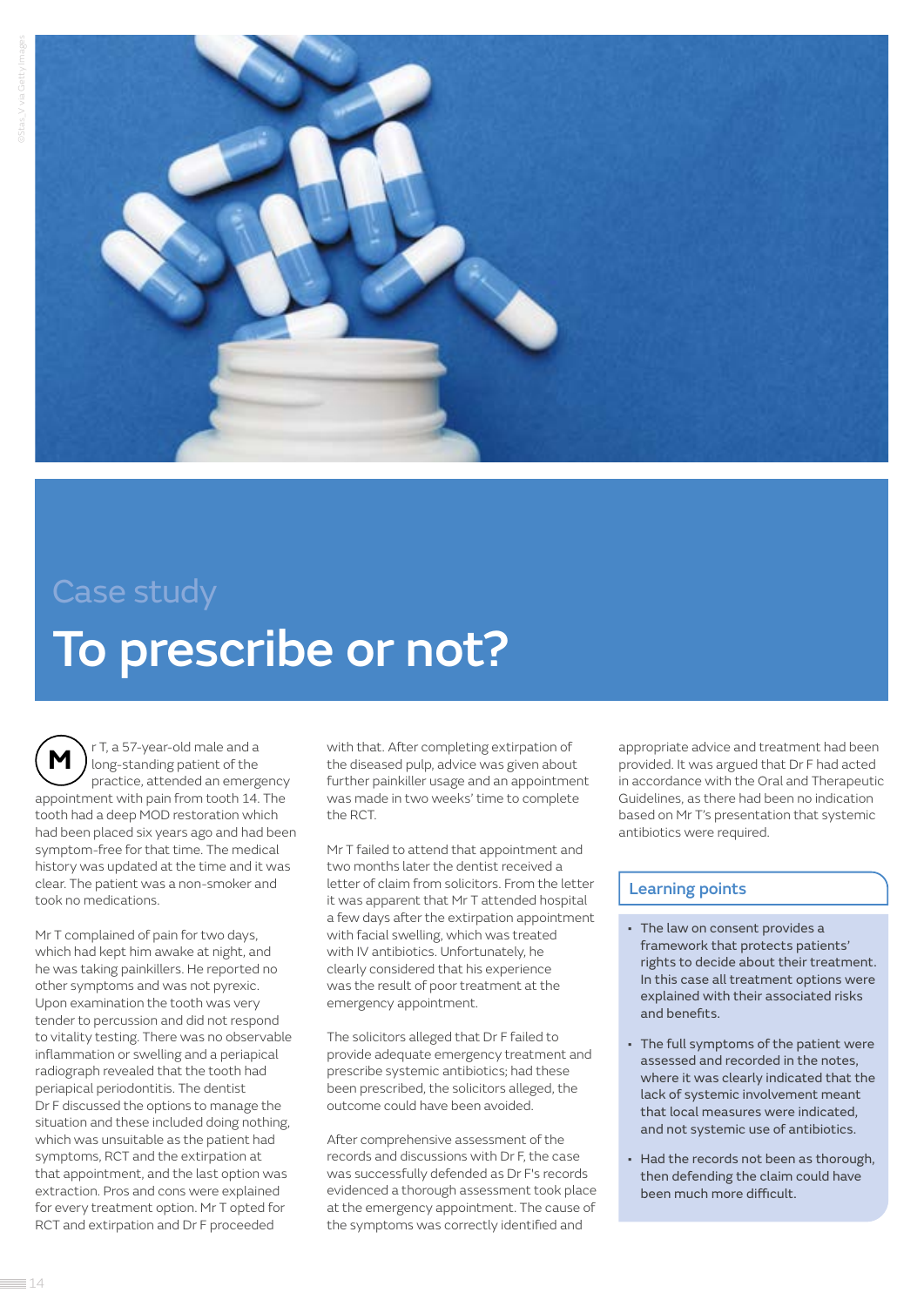Case study

# To prescribe or not?

Mr T, a 57-year-old male and a long-standing patient of the practice, attended an emergency appointment with pain from tooth 14. The tooth had a deep MOD restoration which had been placed six years ago and had been symptom-free for that time. The medical history was updated at the time and it was clear. The patient was a non-smoker and took no medications.

Mr T complained of pain for two days, which had kept him awake at night, and he was taking painkillers. He reported no other symptoms and was not pyrexic. Upon examination the tooth was very tender to percussion and did not respond to vitality testing. There was no observable inflammation or swelling and a periapical radiograph revealed that the tooth had periapical periodontitis. The dentist Dr F discussed the options to manage the situation and these included doing nothing, which was unsuitable as the patient had symptoms, RCT and the extirpation at that appointment, and the last option was extraction. Pros and cons were explained for every treatment option. Mr T opted for RCT and extirpation and Dr F proceeded with that. After completing extirpation of the diseased pulp, advice was given about further painkiller usage and an appointment was made in two weeks' time to complete the RCT.

Mr T failed to attend that appointment and two months later the dentist received a letter of claim from solicitors. From the letter it was apparent that Mr T attended hospital a few days after the extirpation appointment with facial swelling, which was treated with IV antibiotics. Unfortunately, he clearly considered that his experience was the result of poor treatment at the emergency appointment.

The solicitors alleged that Dr F failed to provide adequate emergency treatment and prescribe systemic antibiotics; had these been prescribed, the solicitors alleged, the outcome could have been avoided.

After comprehensive assessment of the records and discussions with Dr F, the case was successfully defended as Dr F's records evidenced a thorough assessment took place at the emergency appointment. The cause of the symptoms was correctly identified and appropriate advice and treatment had been provided. It was argued that Dr F had acted in accordance with the Oral and Therapeutic Guidelines, as there had been no indication based on Mr T's presentation that systemic antibiotics were required.

## Learning points

- The law on consent provides a framework that protects patients' rights to decide about their treatment. In this case all treatment options were explained with their associated risks and benefits.
- The full symptoms of the patient were assessed and recorded in the notes, where it was clearly indicated that the lack of systemic involvement meant that local measures were indicated, and not systemic use of antibiotics.
- Had the records not been as thorough, then defending the claim could have been much more difficult.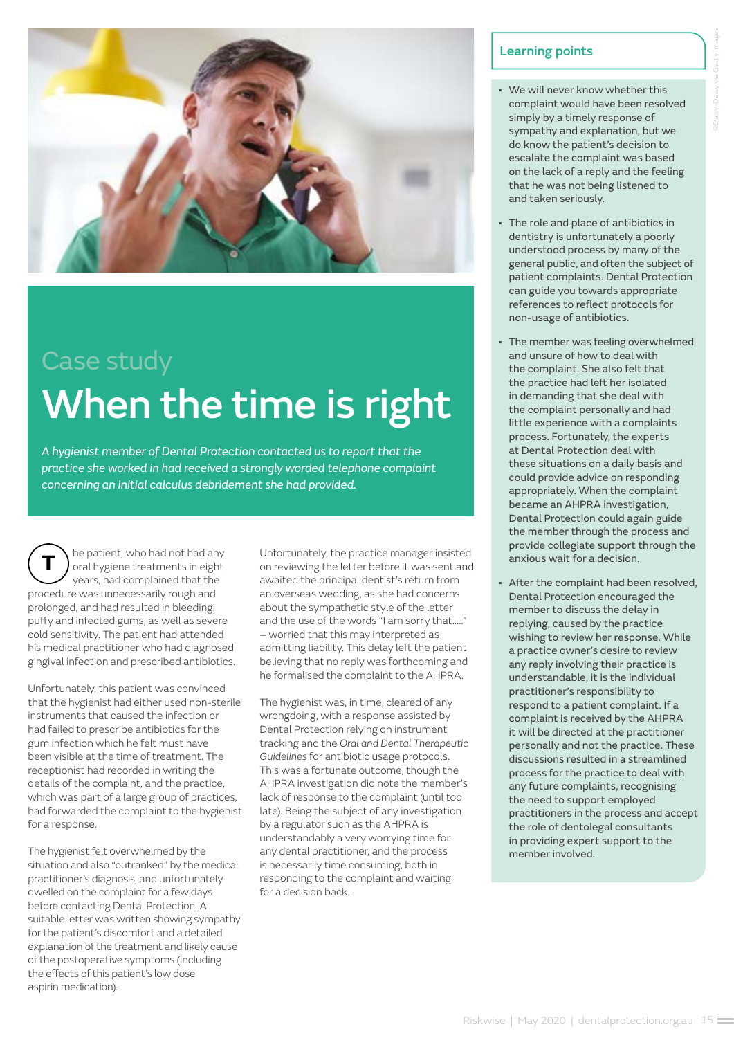Case study

# When the time is right

*A hygienist member of Dental Protection contacted us to report that the practice she worked in had received a strongly worded telephone complaint concerning an initial calculus debridement she had provided.*

The patient, who had not had any oral hygiene treatments in eight years, had complained that the procedure was unnecessarily rough and prolonged, and had resulted in bleeding, puffy and infected gums, as well as severe cold sensitivity. The patient had attended his medical practitioner who had diagnosed gingival infection and prescribed antibiotics.

Unfortunately, this patient was convinced that the hygienist had either used non-sterile instruments that caused the infection or had failed to prescribe antibiotics for the gum infection which he felt must have been visible at the time of treatment. The receptionist had recorded in writing the details of the complaint, and the practice, which was part of a large group of practices, had forwarded the complaint to the hygienist for a response.

The hygienist felt overwhelmed by the situation and also "outranked" by the medical practitioner's diagnosis, and unfortunately dwelled on the complaint for a few days before contacting Dental Protection. A suitable letter was written showing sympathy for the patient's discomfort and a detailed explanation of the treatment and likely cause of the postoperative symptoms (including the effects of this patient's low dose aspirin medication).

Unfortunately, the practice manager insisted on reviewing the letter before it was sent and awaited the principal dentist's return from an overseas wedding, as she had concerns about the sympathetic style of the letter and the use of the words "I am sorry that….." – worried that this may interpreted as admitting liability. This delay left the patient believing that no reply was forthcoming and he formalised the complaint to the AHPRA.

The hygienist was, in time, cleared of any wrongdoing, with a response assisted by Dental Protection relying on instrument tracking and the *Oral and Dental Therapeutic Guidelines* for antibiotic usage protocols. This was a fortunate outcome, though the AHPRA investigation did note the member's lack of response to the complaint (until too late). Being the subject of any investigation by a regulator such as the AHPRA is understandably a very worrying time for any dental practitioner, and the process is necessarily time consuming, both in responding to the complaint and waiting for a decision back.

## Learning points

- We will never know whether this complaint would have been resolved simply by a timely response of sympathy and explanation, but we do know the patient's decision to escalate the complaint was based on the lack of a reply and the feeling that he was not being listened to and taken seriously.
- The role and place of antibiotics in dentistry is unfortunately a poorly understood process by many of the general public, and often the subject of patient complaints. Dental Protection can guide you towards appropriate references to reflect protocols for non-usage of antibiotics.
- The member was feeling overwhelmed and unsure of how to deal with the complaint. She also felt that the practice had left her isolated in demanding that she deal with the complaint personally and had little experience with a complaints process. Fortunately, the experts at Dental Protection deal with these situations on a daily basis and could provide advice on responding appropriately. When the complaint became an AHPRA investigation, Dental Protection could again guide the member through the process and provide collegiate support through the anxious wait for a decision.
- After the complaint had been resolved, Dental Protection encouraged the member to discuss the delay in replying, caused by the practice wishing to review her response. While a practice owner's desire to review any reply involving their practice is understandable, it is the individual practitioner's responsibility to respond to a patient complaint. If a complaint is received by the AHPRA it will be directed at the practitioner personally and not the practice. These discussions resulted in a streamlined process for the practice to deal with any future complaints, recognising the need to support employed practitioners in the process and accept the role of dentolegal consultants in providing expert support to the member involved.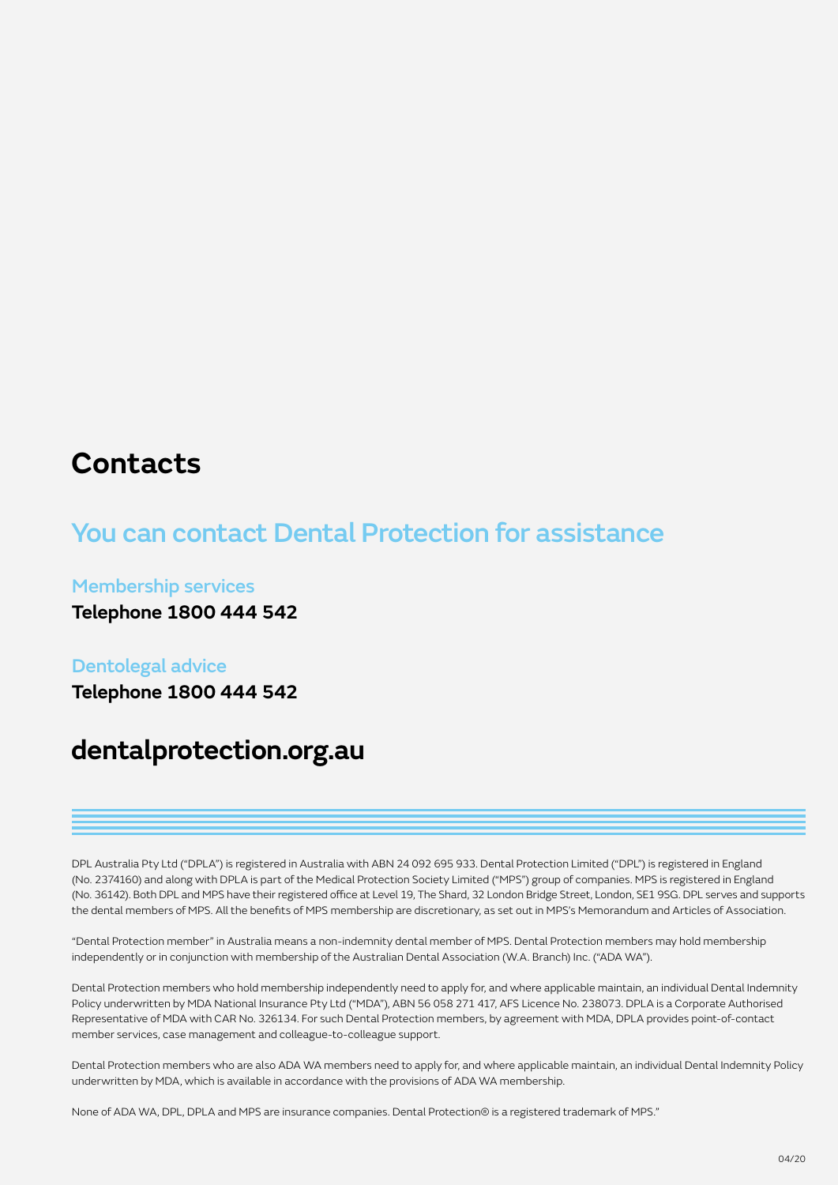# Contacts

## You can contact Dental Protection for assistance

### Membership services

**Telephone 1800 444 542**

### Dentolegal advice

**Telephone 1800 444 542**

## dentalprotection.org.au

DPL Australia Pty Ltd ("DPLA") is registered in Australia with ABN 24 092 695 933. Dental Protection Limited ("DPL") is registered in England (No. 2374160) and along with DPLA is part of the Medical Protection Society Limited ("MPS") group of companies. MPS is registered in England (No. 36142). Both DPL and MPS have their registered office at Level 19, The Shard, 32 London Bridge Street, London, SE1 9SG. DPL serves and supports the dental members of MPS. All the benefits of MPS membership are discretionary, as set out in MPS's Memorandum and Articles of Association.

"Dental Protection member" in Australia means a non-indemnity dental member of MPS. Dental Protection members may hold membership independently or in conjunction with membership of the Australian Dental Association (W.A. Branch) Inc. ("ADA WA").

Dental Protection members who hold membership independently need to apply for, and where applicable maintain, an individual Dental Indemnity Policy underwritten by MDA National Insurance Pty Ltd ("MDA"), ABN 56 058 271 417, AFS Licence No. 238073. DPLA is a Corporate Authorised Representative of MDA with CAR No. 326134. For such Dental Protection members, by agreement with MDA, DPLA provides point-of-contact member services, case management and colleague-to-colleague support.

Dental Protection members who are also ADA WA members need to apply for, and where applicable maintain, an individual Dental Indemnity Policy underwritten by MDA, which is available in accordance with the provisions of ADA WA membership.

None of ADA WA, DPL, DPLA and MPS are insurance companies. Dental Protection® is a registered trademark of MPS."

04/20